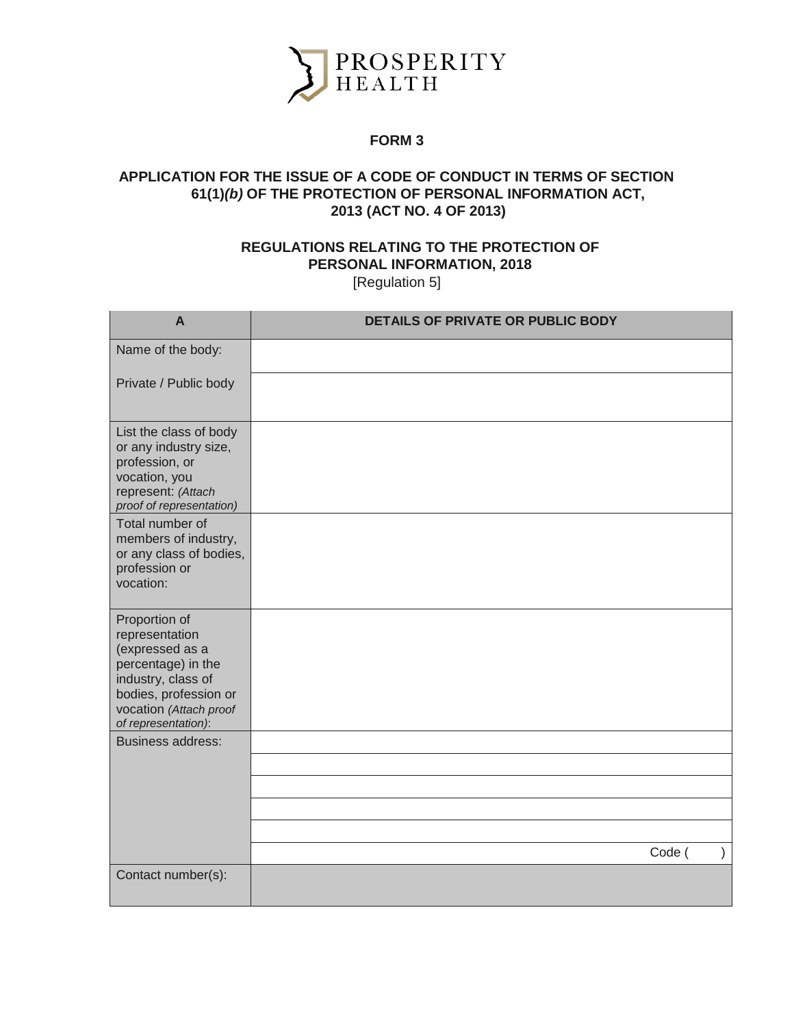PROSPERITY
HEALTH

# FORM 3

## APPLICATION FOR THE ISSUE OF A CODE OF CONDUCT IN TERMS OF SECTION 61(1)*(b)* OF THE PROTECTION OF PERSONAL INFORMATION ACT, 2013 (ACT NO. 4 OF 2013)

### REGULATIONS RELATING TO THE PROTECTION OF PERSONAL INFORMATION, 2018

[Regulation 5]

| A | DETAILS OF PRIVATE OR PUBLIC BODY |
|---|---|
| Name of the body: | |
| Private / Public body | |
| List the class of body or any industry size, profession, or vocation, you represent: *(Attach proof of representation)* | |
| Total number of members of industry, or any class of bodies, profession or vocation: | |
| Proportion of representation (expressed as a percentage) in the industry, class of bodies, profession or vocation *(Attach proof of representation)*: | |
| Business address: | |
| | |
| | |
| | |
| | |
| | Code ( ) |
| Contact number(s): | |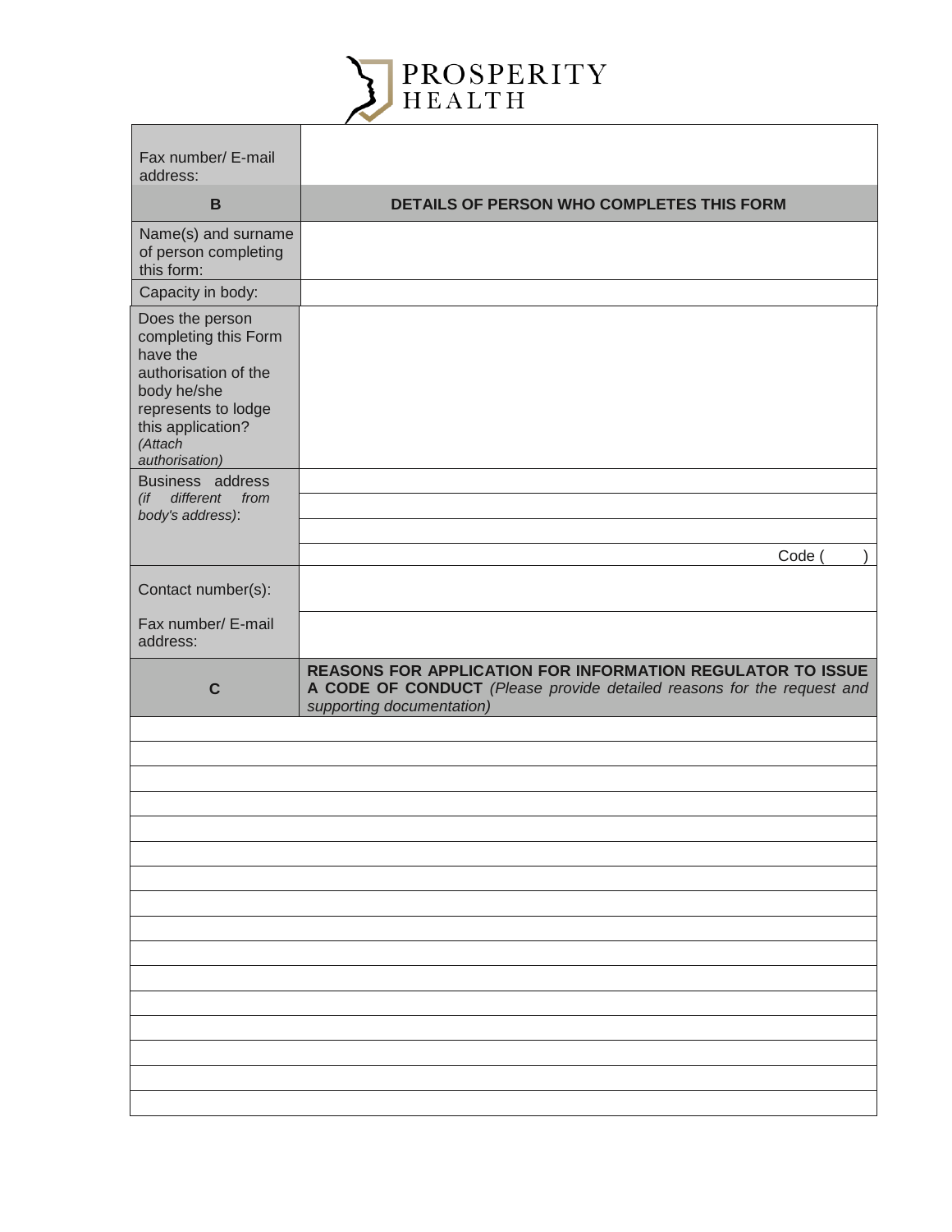| Fax number/ E-mail address: | |
|---|---|
| **B** | **DETAILS OF PERSON WHO COMPLETES THIS FORM** |
| Name(s) and surname of person completing this form: | |
| Capacity in body: | |
| Does the person completing this Form have the authorisation of the body he/she represents to lodge this application? *(Attach authorisation)* | |
| Business address *(if different from body's address)*: | |
| | |
| | |
| | Code ( ) |
| Contact number(s): | |
| Fax number/ E-mail address: | |
| **C** | **REASONS FOR APPLICATION FOR INFORMATION REGULATOR TO ISSUE A CODE OF CONDUCT** *(Please provide detailed reasons for the request and supporting documentation)* |
| | |
| | |
| | |
| | |
| | |
| | |
| | |
| | |
| | |
| | |
| | |
| | |
| | |
| | |
| | |
| | |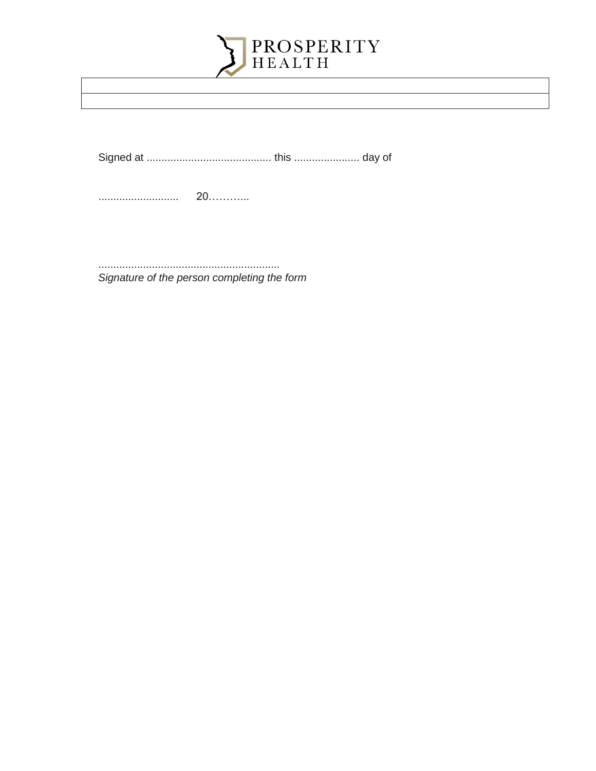| |
|---|
| |
| |

Signed at ........................................... this ...................... day of

........................... 20………..

.............................................................
*Signature of the person completing the form*